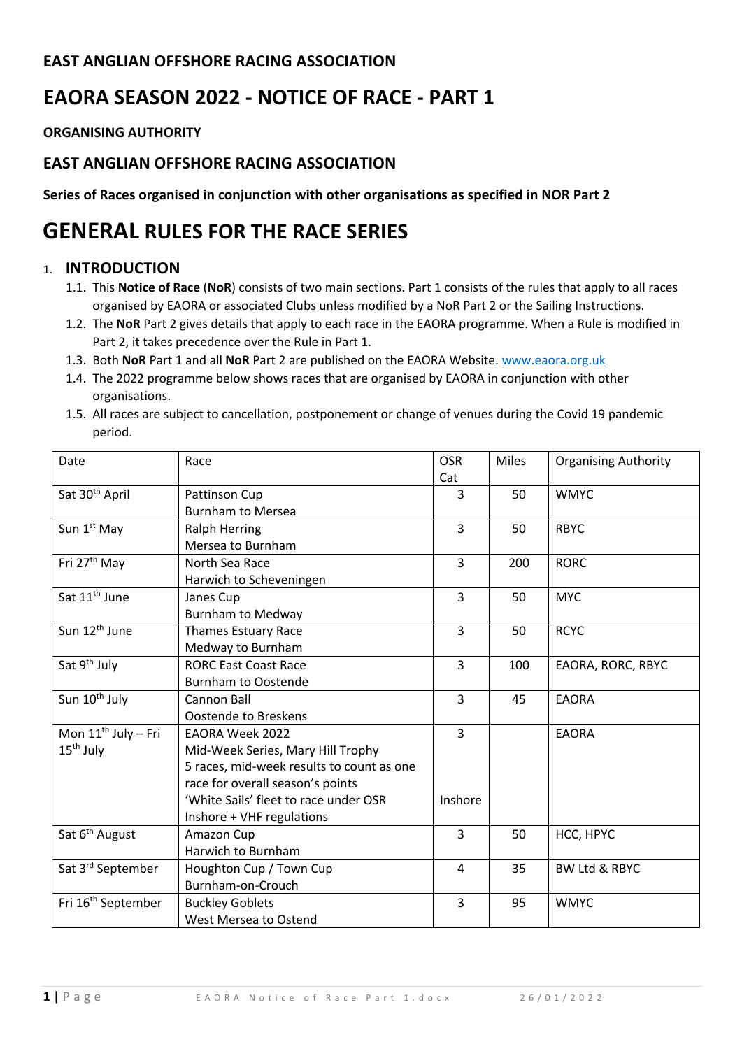## EAST ANGLIAN OFFSHORE RACING ASSOCIATION

# EAORA SEASON 2022 - NOTICE OF RACE - PART 1

**ORGANISING AUTHORITY**

## EAST ANGLIAN OFFSHORE RACING ASSOCIATION

**Series of Races organised in conjunction with other organisations as specified in NOR Part 2**

# GENERAL RULES FOR THE RACE SERIES

## 1. INTRODUCTION

1.1. This **Notice of Race** (**NoR**) consists of two main sections. Part 1 consists of the rules that apply to all races organised by EAORA or associated Clubs unless modified by a NoR Part 2 or the Sailing Instructions.

1.2. The **NoR** Part 2 gives details that apply to each race in the EAORA programme. When a Rule is modified in Part 2, it takes precedence over the Rule in Part 1.

1.3. Both **NoR** Part 1 and all **NoR** Part 2 are published on the EAORA Website. www.eaora.org.uk

1.4. The 2022 programme below shows races that are organised by EAORA in conjunction with other organisations.

1.5. All races are subject to cancellation, postponement or change of venues during the Covid 19 pandemic period.

| Date | Race | OSR Cat | Miles | Organising Authority |
|---|---|---|---|---|
| Sat 30th April | Pattinson Cup<br>Burnham to Mersea | 3 | 50 | WMYC |
| Sun 1st May | Ralph Herring<br>Mersea to Burnham | 3 | 50 | RBYC |
| Fri 27th May | North Sea Race<br>Harwich to Scheveningen | 3 | 200 | RORC |
| Sat 11th June | Janes Cup<br>Burnham to Medway | 3 | 50 | MYC |
| Sun 12th June | Thames Estuary Race<br>Medway to Burnham | 3 | 50 | RCYC |
| Sat 9th July | RORC East Coast Race<br>Burnham to Oostende | 3 | 100 | EAORA, RORC, RBYC |
| Sun 10th July | Cannon Ball<br>Oostende to Breskens | 3 | 45 | EAORA |
| Mon 11th July – Fri 15th July | EAORA Week 2022<br>Mid-Week Series, Mary Hill Trophy<br>5 races, mid-week results to count as one race for overall season's points<br>'White Sails' fleet to race under OSR Inshore + VHF regulations | 3<br><br><br><br>Inshore | | EAORA |
| Sat 6th August | Amazon Cup<br>Harwich to Burnham | 3 | 50 | HCC, HPYC |
| Sat 3rd September | Houghton Cup / Town Cup<br>Burnham-on-Crouch | 4 | 35 | BW Ltd & RBYC |
| Fri 16th September | Buckley Goblets<br>West Mersea to Ostend | 3 | 95 | WMYC |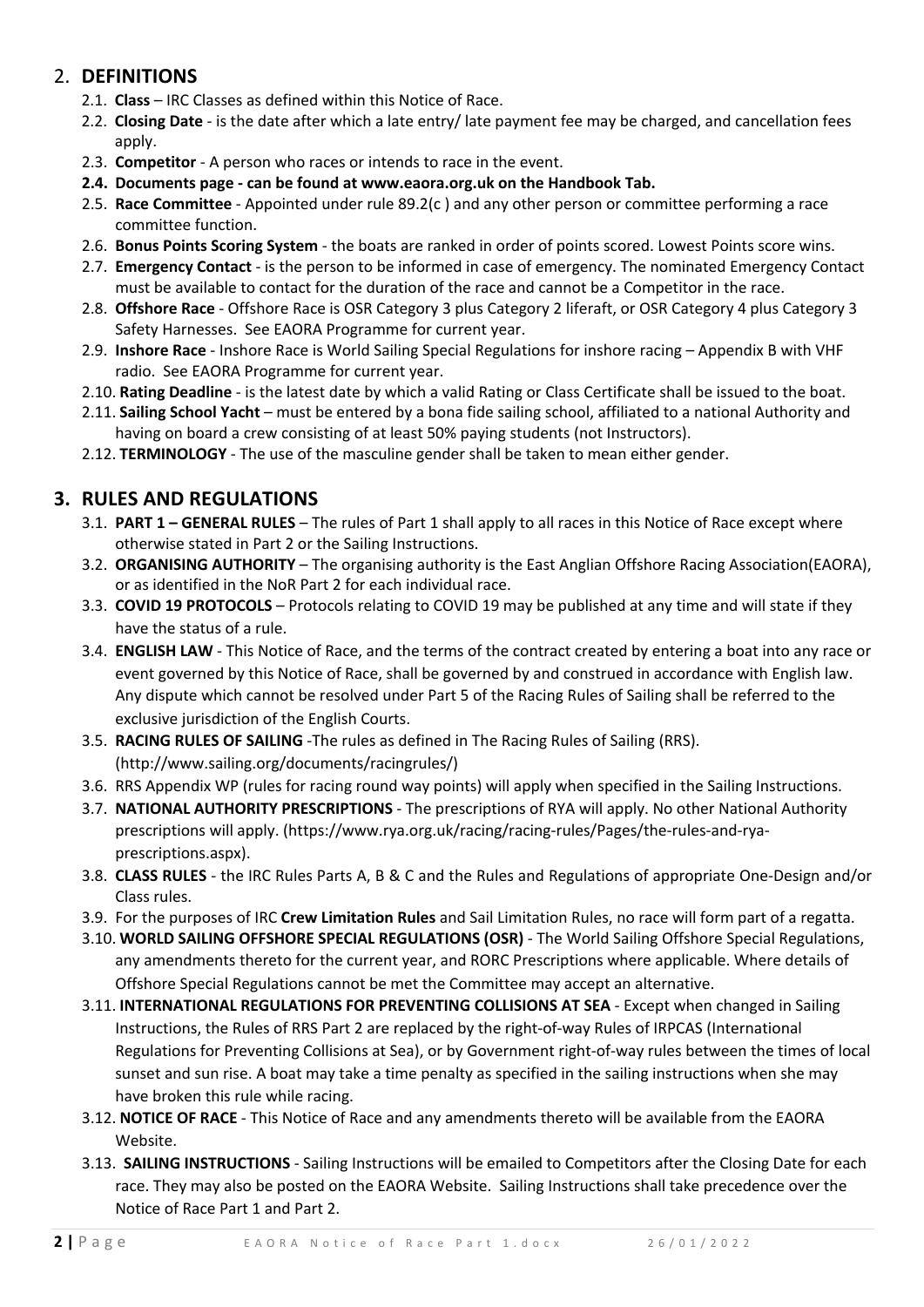## 2. DEFINITIONS

- 2.1. **Class** – IRC Classes as defined within this Notice of Race.
- 2.2. **Closing Date** - is the date after which a late entry/ late payment fee may be charged, and cancellation fees apply.
- 2.3. **Competitor** - A person who races or intends to race in the event.
- **2.4. Documents page - can be found at www.eaora.org.uk on the Handbook Tab.**
- 2.5. **Race Committee** - Appointed under rule 89.2(c ) and any other person or committee performing a race committee function.
- 2.6. **Bonus Points Scoring System** - the boats are ranked in order of points scored. Lowest Points score wins.
- 2.7. **Emergency Contact** - is the person to be informed in case of emergency. The nominated Emergency Contact must be available to contact for the duration of the race and cannot be a Competitor in the race.
- 2.8. **Offshore Race** - Offshore Race is OSR Category 3 plus Category 2 liferaft, or OSR Category 4 plus Category 3 Safety Harnesses. See EAORA Programme for current year.
- 2.9. **Inshore Race** - Inshore Race is World Sailing Special Regulations for inshore racing – Appendix B with VHF radio. See EAORA Programme for current year.
- 2.10. **Rating Deadline** - is the latest date by which a valid Rating or Class Certificate shall be issued to the boat.
- 2.11. **Sailing School Yacht** – must be entered by a bona fide sailing school, affiliated to a national Authority and having on board a crew consisting of at least 50% paying students (not Instructors).
- 2.12. **TERMINOLOGY** - The use of the masculine gender shall be taken to mean either gender.

## 3. RULES AND REGULATIONS

- 3.1. **PART 1 – GENERAL RULES** – The rules of Part 1 shall apply to all races in this Notice of Race except where otherwise stated in Part 2 or the Sailing Instructions.
- 3.2. **ORGANISING AUTHORITY** – The organising authority is the East Anglian Offshore Racing Association(EAORA), or as identified in the NoR Part 2 for each individual race.
- 3.3. **COVID 19 PROTOCOLS** – Protocols relating to COVID 19 may be published at any time and will state if they have the status of a rule.
- 3.4. **ENGLISH LAW** - This Notice of Race, and the terms of the contract created by entering a boat into any race or event governed by this Notice of Race, shall be governed by and construed in accordance with English law. Any dispute which cannot be resolved under Part 5 of the Racing Rules of Sailing shall be referred to the exclusive jurisdiction of the English Courts.
- 3.5. **RACING RULES OF SAILING** -The rules as defined in The Racing Rules of Sailing (RRS). (http://www.sailing.org/documents/racingrules/)
- 3.6. RRS Appendix WP (rules for racing round way points) will apply when specified in the Sailing Instructions.
- 3.7. **NATIONAL AUTHORITY PRESCRIPTIONS** - The prescriptions of RYA will apply. No other National Authority prescriptions will apply. (https://www.rya.org.uk/racing/racing-rules/Pages/the-rules-and-rya-prescriptions.aspx).
- 3.8. **CLASS RULES** - the IRC Rules Parts A, B & C and the Rules and Regulations of appropriate One-Design and/or Class rules.
- 3.9. For the purposes of IRC **Crew Limitation Rules** and Sail Limitation Rules, no race will form part of a regatta.
- 3.10. **WORLD SAILING OFFSHORE SPECIAL REGULATIONS (OSR)** - The World Sailing Offshore Special Regulations, any amendments thereto for the current year, and RORC Prescriptions where applicable. Where details of Offshore Special Regulations cannot be met the Committee may accept an alternative.
- 3.11. **INTERNATIONAL REGULATIONS FOR PREVENTING COLLISIONS AT SEA** - Except when changed in Sailing Instructions, the Rules of RRS Part 2 are replaced by the right-of-way Rules of IRPCAS (International Regulations for Preventing Collisions at Sea), or by Government right-of-way rules between the times of local sunset and sun rise. A boat may take a time penalty as specified in the sailing instructions when she may have broken this rule while racing.
- 3.12. **NOTICE OF RACE** - This Notice of Race and any amendments thereto will be available from the EAORA Website.
- 3.13. **SAILING INSTRUCTIONS** - Sailing Instructions will be emailed to Competitors after the Closing Date for each race. They may also be posted on the EAORA Website. Sailing Instructions shall take precedence over the Notice of Race Part 1 and Part 2.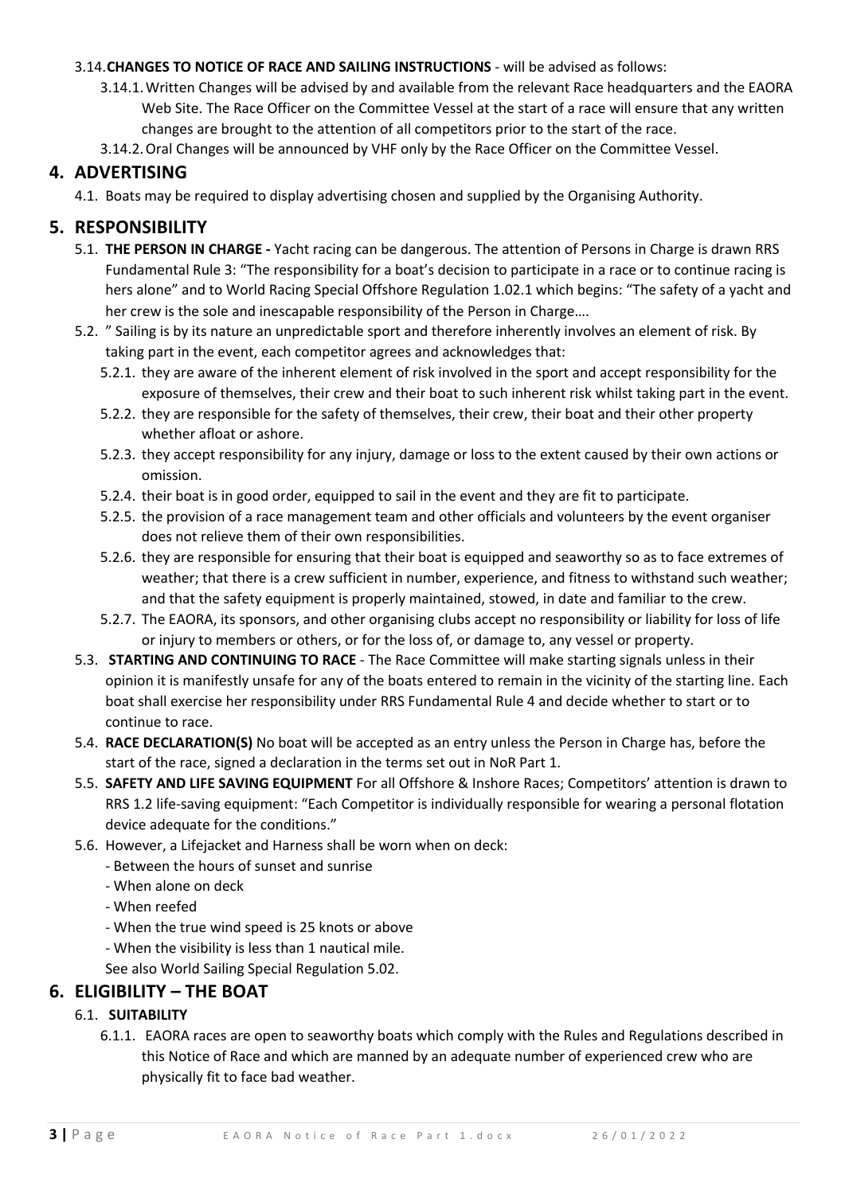3.14. **CHANGES TO NOTICE OF RACE AND SAILING INSTRUCTIONS** - will be advised as follows:

3.14.1. Written Changes will be advised by and available from the relevant Race headquarters and the EAORA Web Site. The Race Officer on the Committee Vessel at the start of a race will ensure that any written changes are brought to the attention of all competitors prior to the start of the race.

3.14.2. Oral Changes will be announced by VHF only by the Race Officer on the Committee Vessel.

## 4. ADVERTISING

4.1. Boats may be required to display advertising chosen and supplied by the Organising Authority.

## 5. RESPONSIBILITY

5.1. **THE PERSON IN CHARGE -** Yacht racing can be dangerous. The attention of Persons in Charge is drawn RRS Fundamental Rule 3: "The responsibility for a boat's decision to participate in a race or to continue racing is hers alone" and to World Racing Special Offshore Regulation 1.02.1 which begins: "The safety of a yacht and her crew is the sole and inescapable responsibility of the Person in Charge….

5.2. " Sailing is by its nature an unpredictable sport and therefore inherently involves an element of risk. By taking part in the event, each competitor agrees and acknowledges that:

5.2.1. they are aware of the inherent element of risk involved in the sport and accept responsibility for the exposure of themselves, their crew and their boat to such inherent risk whilst taking part in the event.

5.2.2. they are responsible for the safety of themselves, their crew, their boat and their other property whether afloat or ashore.

5.2.3. they accept responsibility for any injury, damage or loss to the extent caused by their own actions or omission.

5.2.4. their boat is in good order, equipped to sail in the event and they are fit to participate.

5.2.5. the provision of a race management team and other officials and volunteers by the event organiser does not relieve them of their own responsibilities.

5.2.6. they are responsible for ensuring that their boat is equipped and seaworthy so as to face extremes of weather; that there is a crew sufficient in number, experience, and fitness to withstand such weather; and that the safety equipment is properly maintained, stowed, in date and familiar to the crew.

5.2.7. The EAORA, its sponsors, and other organising clubs accept no responsibility or liability for loss of life or injury to members or others, or for the loss of, or damage to, any vessel or property.

5.3. **STARTING AND CONTINUING TO RACE** - The Race Committee will make starting signals unless in their opinion it is manifestly unsafe for any of the boats entered to remain in the vicinity of the starting line. Each boat shall exercise her responsibility under RRS Fundamental Rule 4 and decide whether to start or to continue to race.

5.4. **RACE DECLARATION(S)** No boat will be accepted as an entry unless the Person in Charge has, before the start of the race, signed a declaration in the terms set out in NoR Part 1.

5.5. **SAFETY AND LIFE SAVING EQUIPMENT** For all Offshore & Inshore Races; Competitors' attention is drawn to RRS 1.2 life-saving equipment: "Each Competitor is individually responsible for wearing a personal flotation device adequate for the conditions."

5.6. However, a Lifejacket and Harness shall be worn when on deck:

- Between the hours of sunset and sunrise
- When alone on deck
- When reefed
- When the true wind speed is 25 knots or above
- When the visibility is less than 1 nautical mile.

See also World Sailing Special Regulation 5.02.

## 6. ELIGIBILITY – THE BOAT

6.1. **SUITABILITY**

6.1.1. EAORA races are open to seaworthy boats which comply with the Rules and Regulations described in this Notice of Race and which are manned by an adequate number of experienced crew who are physically fit to face bad weather.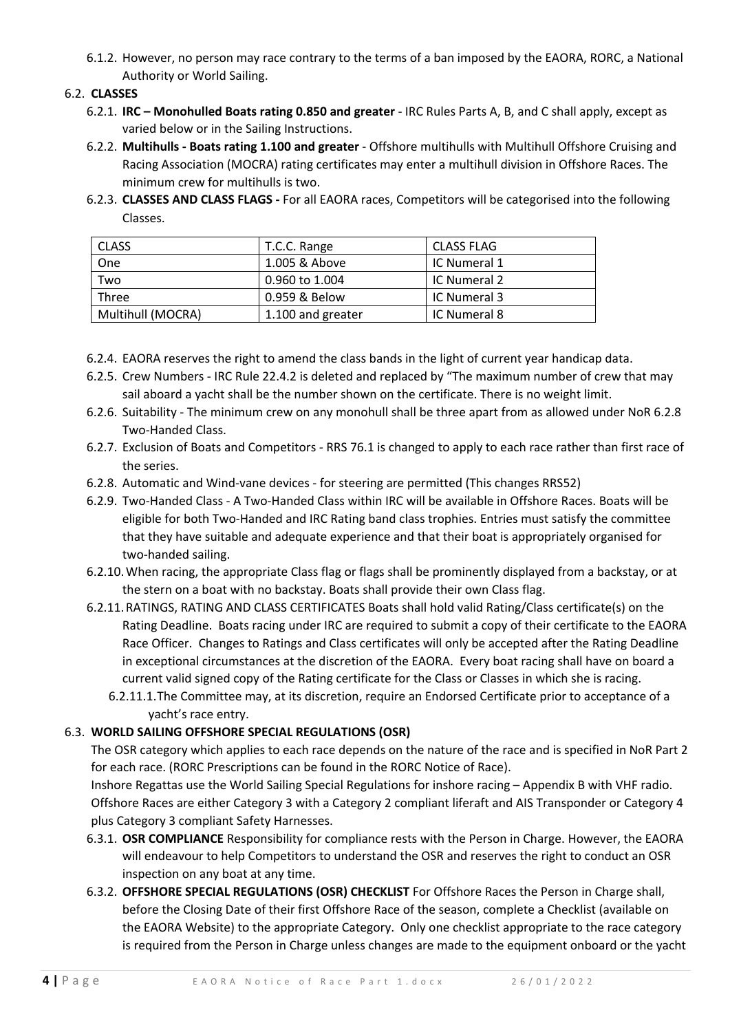6.1.2. However, no person may race contrary to the terms of a ban imposed by the EAORA, RORC, a National Authority or World Sailing.

6.2. **CLASSES**

6.2.1. **IRC – Monohulled Boats rating 0.850 and greater** - IRC Rules Parts A, B, and C shall apply, except as varied below or in the Sailing Instructions.

6.2.2. **Multihulls - Boats rating 1.100 and greater** - Offshore multihulls with Multihull Offshore Cruising and Racing Association (MOCRA) rating certificates may enter a multihull division in Offshore Races. The minimum crew for multihulls is two.

6.2.3. **CLASSES AND CLASS FLAGS -** For all EAORA races, Competitors will be categorised into the following Classes.

| CLASS | T.C.C. Range | CLASS FLAG |
|---|---|---|
| One | 1.005 & Above | IC Numeral 1 |
| Two | 0.960 to 1.004 | IC Numeral 2 |
| Three | 0.959 & Below | IC Numeral 3 |
| Multihull (MOCRA) | 1.100 and greater | IC Numeral 8 |

6.2.4. EAORA reserves the right to amend the class bands in the light of current year handicap data.

6.2.5. Crew Numbers - IRC Rule 22.4.2 is deleted and replaced by "The maximum number of crew that may sail aboard a yacht shall be the number shown on the certificate. There is no weight limit.

6.2.6. Suitability - The minimum crew on any monohull shall be three apart from as allowed under NoR 6.2.8 Two-Handed Class.

6.2.7. Exclusion of Boats and Competitors - RRS 76.1 is changed to apply to each race rather than first race of the series.

6.2.8. Automatic and Wind-vane devices - for steering are permitted (This changes RRS52)

6.2.9. Two-Handed Class - A Two-Handed Class within IRC will be available in Offshore Races. Boats will be eligible for both Two-Handed and IRC Rating band class trophies. Entries must satisfy the committee that they have suitable and adequate experience and that their boat is appropriately organised for two-handed sailing.

6.2.10. When racing, the appropriate Class flag or flags shall be prominently displayed from a backstay, or at the stern on a boat with no backstay. Boats shall provide their own Class flag.

6.2.11. RATINGS, RATING AND CLASS CERTIFICATES Boats shall hold valid Rating/Class certificate(s) on the Rating Deadline. Boats racing under IRC are required to submit a copy of their certificate to the EAORA Race Officer. Changes to Ratings and Class certificates will only be accepted after the Rating Deadline in exceptional circumstances at the discretion of the EAORA. Every boat racing shall have on board a current valid signed copy of the Rating certificate for the Class or Classes in which she is racing.

6.2.11.1. The Committee may, at its discretion, require an Endorsed Certificate prior to acceptance of a yacht's race entry.

6.3. **WORLD SAILING OFFSHORE SPECIAL REGULATIONS (OSR)**

The OSR category which applies to each race depends on the nature of the race and is specified in NoR Part 2 for each race. (RORC Prescriptions can be found in the RORC Notice of Race).

Inshore Regattas use the World Sailing Special Regulations for inshore racing – Appendix B with VHF radio. Offshore Races are either Category 3 with a Category 2 compliant liferaft and AIS Transponder or Category 4 plus Category 3 compliant Safety Harnesses.

6.3.1. **OSR COMPLIANCE** Responsibility for compliance rests with the Person in Charge. However, the EAORA will endeavour to help Competitors to understand the OSR and reserves the right to conduct an OSR inspection on any boat at any time.

6.3.2. **OFFSHORE SPECIAL REGULATIONS (OSR) CHECKLIST** For Offshore Races the Person in Charge shall, before the Closing Date of their first Offshore Race of the season, complete a Checklist (available on the EAORA Website) to the appropriate Category. Only one checklist appropriate to the race category is required from the Person in Charge unless changes are made to the equipment onboard or the yacht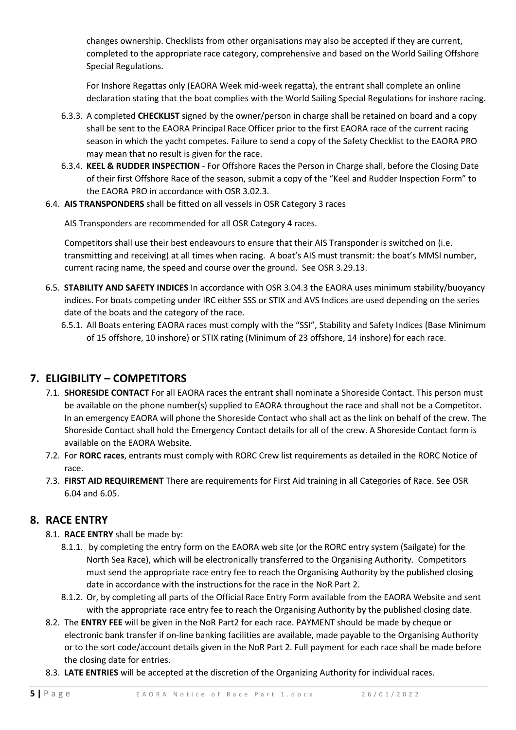changes ownership. Checklists from other organisations may also be accepted if they are current, completed to the appropriate race category, comprehensive and based on the World Sailing Offshore Special Regulations.

For Inshore Regattas only (EAORA Week mid-week regatta), the entrant shall complete an online declaration stating that the boat complies with the World Sailing Special Regulations for inshore racing.

6.3.3. A completed **CHECKLIST** signed by the owner/person in charge shall be retained on board and a copy shall be sent to the EAORA Principal Race Officer prior to the first EAORA race of the current racing season in which the yacht competes. Failure to send a copy of the Safety Checklist to the EAORA PRO may mean that no result is given for the race.

6.3.4. **KEEL & RUDDER INSPECTION** - For Offshore Races the Person in Charge shall, before the Closing Date of their first Offshore Race of the season, submit a copy of the "Keel and Rudder Inspection Form" to the EAORA PRO in accordance with OSR 3.02.3.

6.4. **AIS TRANSPONDERS** shall be fitted on all vessels in OSR Category 3 races

AIS Transponders are recommended for all OSR Category 4 races.

Competitors shall use their best endeavours to ensure that their AIS Transponder is switched on (i.e. transmitting and receiving) at all times when racing. A boat's AIS must transmit: the boat's MMSI number, current racing name, the speed and course over the ground. See OSR 3.29.13.

6.5. **STABILITY AND SAFETY INDICES** In accordance with OSR 3.04.3 the EAORA uses minimum stability/buoyancy indices. For boats competing under IRC either SSS or STIX and AVS Indices are used depending on the series date of the boats and the category of the race.

6.5.1. All Boats entering EAORA races must comply with the "SSI", Stability and Safety Indices (Base Minimum of 15 offshore, 10 inshore) or STIX rating (Minimum of 23 offshore, 14 inshore) for each race.

## 7. ELIGIBILITY – COMPETITORS

7.1. **SHORESIDE CONTACT** For all EAORA races the entrant shall nominate a Shoreside Contact. This person must be available on the phone number(s) supplied to EAORA throughout the race and shall not be a Competitor. In an emergency EAORA will phone the Shoreside Contact who shall act as the link on behalf of the crew. The Shoreside Contact shall hold the Emergency Contact details for all of the crew. A Shoreside Contact form is available on the EAORA Website.

7.2. For **RORC races**, entrants must comply with RORC Crew list requirements as detailed in the RORC Notice of race.

7.3. **FIRST AID REQUIREMENT** There are requirements for First Aid training in all Categories of Race. See OSR 6.04 and 6.05.

## 8. RACE ENTRY

8.1. **RACE ENTRY** shall be made by:

8.1.1. by completing the entry form on the EAORA web site (or the RORC entry system (Sailgate) for the North Sea Race), which will be electronically transferred to the Organising Authority. Competitors must send the appropriate race entry fee to reach the Organising Authority by the published closing date in accordance with the instructions for the race in the NoR Part 2.

8.1.2. Or, by completing all parts of the Official Race Entry Form available from the EAORA Website and sent with the appropriate race entry fee to reach the Organising Authority by the published closing date.

8.2. The **ENTRY FEE** will be given in the NoR Part2 for each race. PAYMENT should be made by cheque or electronic bank transfer if on-line banking facilities are available, made payable to the Organising Authority or to the sort code/account details given in the NoR Part 2. Full payment for each race shall be made before the closing date for entries.

8.3. **LATE ENTRIES** will be accepted at the discretion of the Organizing Authority for individual races.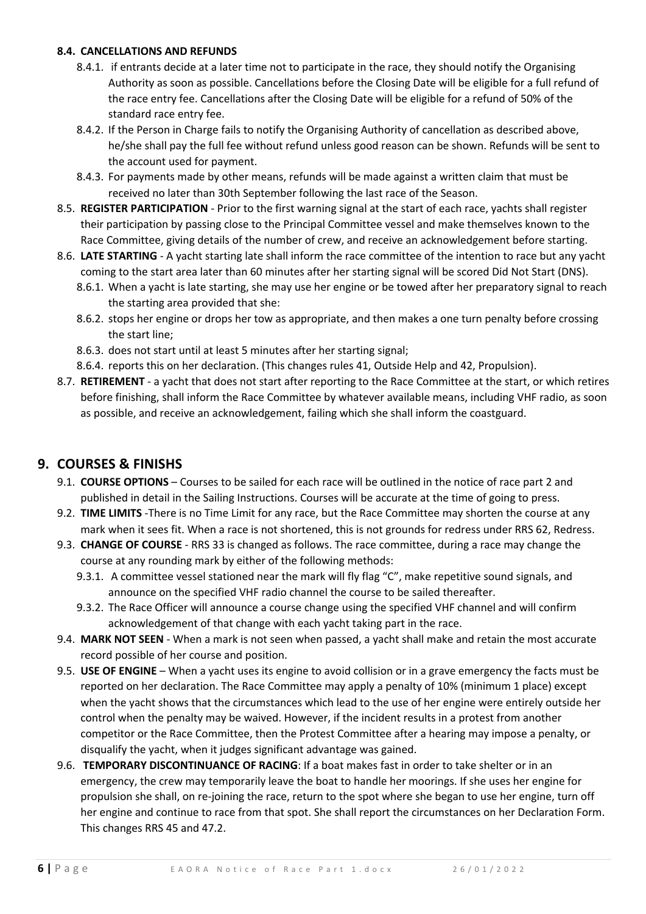**8.4. CANCELLATIONS AND REFUNDS**

8.4.1. if entrants decide at a later time not to participate in the race, they should notify the Organising Authority as soon as possible. Cancellations before the Closing Date will be eligible for a full refund of the race entry fee. Cancellations after the Closing Date will be eligible for a refund of 50% of the standard race entry fee.

8.4.2. If the Person in Charge fails to notify the Organising Authority of cancellation as described above, he/she shall pay the full fee without refund unless good reason can be shown. Refunds will be sent to the account used for payment.

8.4.3. For payments made by other means, refunds will be made against a written claim that must be received no later than 30th September following the last race of the Season.

8.5. **REGISTER PARTICIPATION** - Prior to the first warning signal at the start of each race, yachts shall register their participation by passing close to the Principal Committee vessel and make themselves known to the Race Committee, giving details of the number of crew, and receive an acknowledgement before starting.

8.6. **LATE STARTING** - A yacht starting late shall inform the race committee of the intention to race but any yacht coming to the start area later than 60 minutes after her starting signal will be scored Did Not Start (DNS).

8.6.1. When a yacht is late starting, she may use her engine or be towed after her preparatory signal to reach the starting area provided that she:

8.6.2. stops her engine or drops her tow as appropriate, and then makes a one turn penalty before crossing the start line;

8.6.3. does not start until at least 5 minutes after her starting signal;

8.6.4. reports this on her declaration. (This changes rules 41, Outside Help and 42, Propulsion).

8.7. **RETIREMENT** - a yacht that does not start after reporting to the Race Committee at the start, or which retires before finishing, shall inform the Race Committee by whatever available means, including VHF radio, as soon as possible, and receive an acknowledgement, failing which she shall inform the coastguard.

## 9. COURSES & FINISHS

9.1. **COURSE OPTIONS** – Courses to be sailed for each race will be outlined in the notice of race part 2 and published in detail in the Sailing Instructions. Courses will be accurate at the time of going to press.

9.2. **TIME LIMITS** -There is no Time Limit for any race, but the Race Committee may shorten the course at any mark when it sees fit. When a race is not shortened, this is not grounds for redress under RRS 62, Redress.

9.3. **CHANGE OF COURSE** - RRS 33 is changed as follows. The race committee, during a race may change the course at any rounding mark by either of the following methods:

9.3.1. A committee vessel stationed near the mark will fly flag "C", make repetitive sound signals, and announce on the specified VHF radio channel the course to be sailed thereafter.

9.3.2. The Race Officer will announce a course change using the specified VHF channel and will confirm acknowledgement of that change with each yacht taking part in the race.

9.4. **MARK NOT SEEN** - When a mark is not seen when passed, a yacht shall make and retain the most accurate record possible of her course and position.

9.5. **USE OF ENGINE** – When a yacht uses its engine to avoid collision or in a grave emergency the facts must be reported on her declaration. The Race Committee may apply a penalty of 10% (minimum 1 place) except when the yacht shows that the circumstances which lead to the use of her engine were entirely outside her control when the penalty may be waived. However, if the incident results in a protest from another competitor or the Race Committee, then the Protest Committee after a hearing may impose a penalty, or disqualify the yacht, when it judges significant advantage was gained.

9.6. **TEMPORARY DISCONTINUANCE OF RACING**: If a boat makes fast in order to take shelter or in an emergency, the crew may temporarily leave the boat to handle her moorings. If she uses her engine for propulsion she shall, on re-joining the race, return to the spot where she began to use her engine, turn off her engine and continue to race from that spot. She shall report the circumstances on her Declaration Form. This changes RRS 45 and 47.2.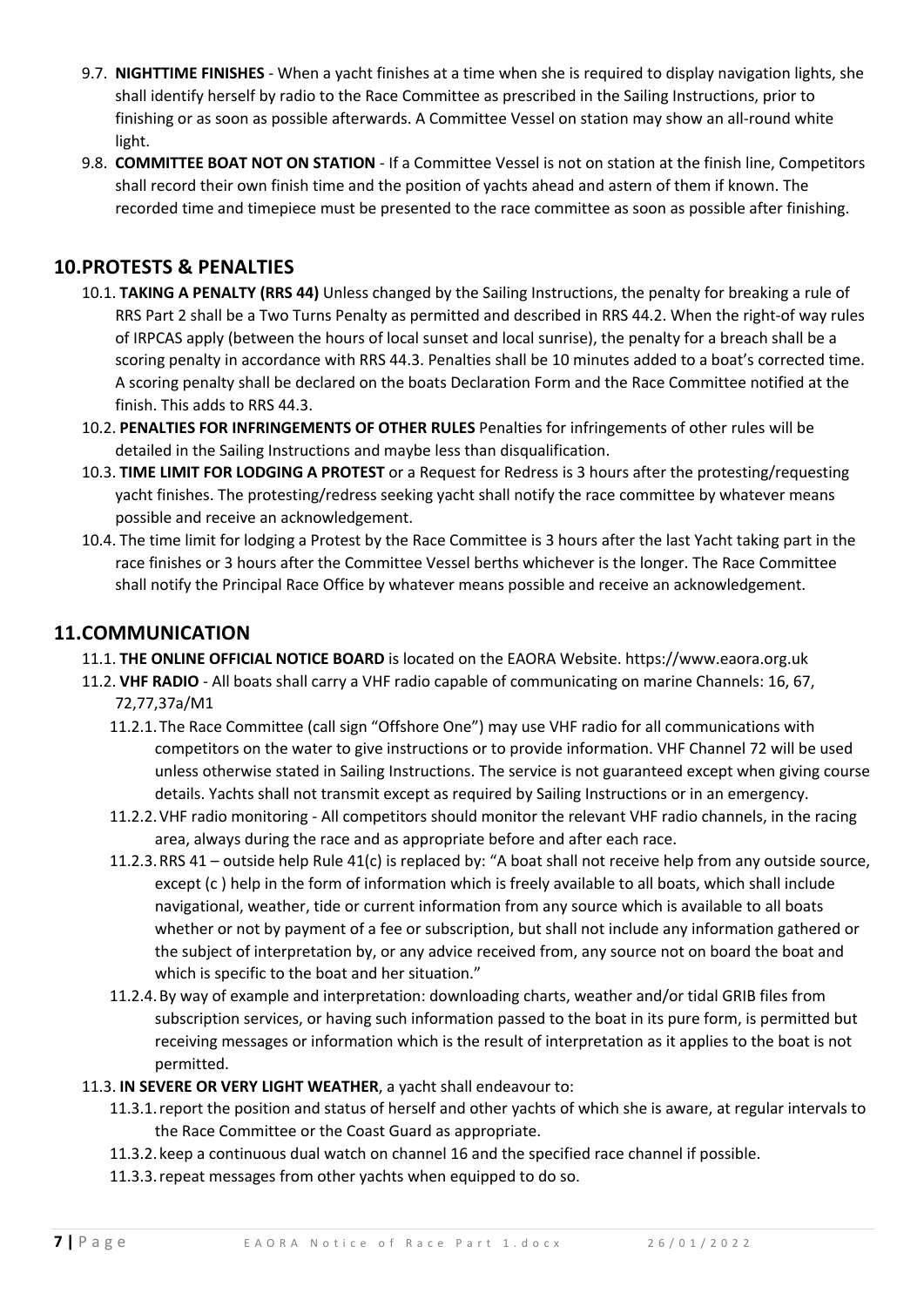9.7. **NIGHTTIME FINISHES** - When a yacht finishes at a time when she is required to display navigation lights, she shall identify herself by radio to the Race Committee as prescribed in the Sailing Instructions, prior to finishing or as soon as possible afterwards. A Committee Vessel on station may show an all-round white light.

9.8. **COMMITTEE BOAT NOT ON STATION** - If a Committee Vessel is not on station at the finish line, Competitors shall record their own finish time and the position of yachts ahead and astern of them if known. The recorded time and timepiece must be presented to the race committee as soon as possible after finishing.

## 10. PROTESTS & PENALTIES

10.1. **TAKING A PENALTY (RRS 44)** Unless changed by the Sailing Instructions, the penalty for breaking a rule of RRS Part 2 shall be a Two Turns Penalty as permitted and described in RRS 44.2. When the right-of way rules of IRPCAS apply (between the hours of local sunset and local sunrise), the penalty for a breach shall be a scoring penalty in accordance with RRS 44.3. Penalties shall be 10 minutes added to a boat's corrected time. A scoring penalty shall be declared on the boats Declaration Form and the Race Committee notified at the finish. This adds to RRS 44.3.

10.2. **PENALTIES FOR INFRINGEMENTS OF OTHER RULES** Penalties for infringements of other rules will be detailed in the Sailing Instructions and maybe less than disqualification.

10.3. **TIME LIMIT FOR LODGING A PROTEST** or a Request for Redress is 3 hours after the protesting/requesting yacht finishes. The protesting/redress seeking yacht shall notify the race committee by whatever means possible and receive an acknowledgement.

10.4. The time limit for lodging a Protest by the Race Committee is 3 hours after the last Yacht taking part in the race finishes or 3 hours after the Committee Vessel berths whichever is the longer. The Race Committee shall notify the Principal Race Office by whatever means possible and receive an acknowledgement.

## 11. COMMUNICATION

11.1. **THE ONLINE OFFICIAL NOTICE BOARD** is located on the EAORA Website. https://www.eaora.org.uk

11.2. **VHF RADIO** - All boats shall carry a VHF radio capable of communicating on marine Channels: 16, 67, 72,77,37a/M1

11.2.1. The Race Committee (call sign "Offshore One") may use VHF radio for all communications with competitors on the water to give instructions or to provide information. VHF Channel 72 will be used unless otherwise stated in Sailing Instructions. The service is not guaranteed except when giving course details. Yachts shall not transmit except as required by Sailing Instructions or in an emergency.

11.2.2. VHF radio monitoring - All competitors should monitor the relevant VHF radio channels, in the racing area, always during the race and as appropriate before and after each race.

11.2.3. RRS 41 – outside help Rule 41(c) is replaced by: "A boat shall not receive help from any outside source, except (c ) help in the form of information which is freely available to all boats, which shall include navigational, weather, tide or current information from any source which is available to all boats whether or not by payment of a fee or subscription, but shall not include any information gathered or the subject of interpretation by, or any advice received from, any source not on board the boat and which is specific to the boat and her situation."

11.2.4. By way of example and interpretation: downloading charts, weather and/or tidal GRIB files from subscription services, or having such information passed to the boat in its pure form, is permitted but receiving messages or information which is the result of interpretation as it applies to the boat is not permitted.

11.3. **IN SEVERE OR VERY LIGHT WEATHER**, a yacht shall endeavour to:

11.3.1. report the position and status of herself and other yachts of which she is aware, at regular intervals to the Race Committee or the Coast Guard as appropriate.

11.3.2. keep a continuous dual watch on channel 16 and the specified race channel if possible.

11.3.3. repeat messages from other yachts when equipped to do so.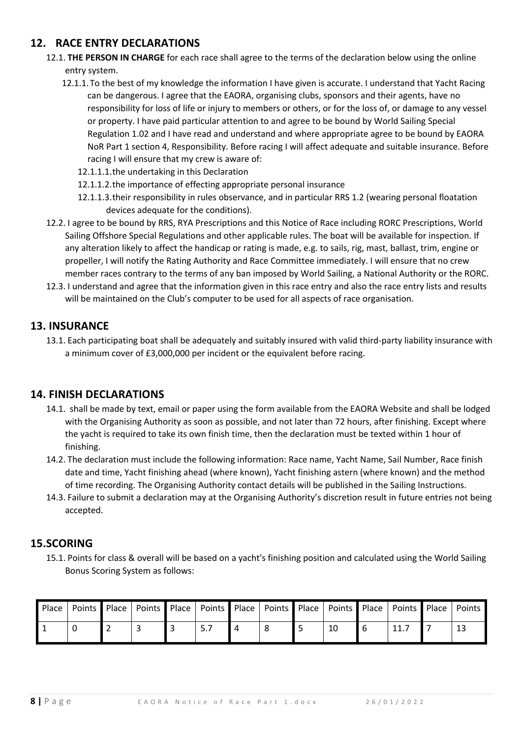## 12. RACE ENTRY DECLARATIONS

12.1. **THE PERSON IN CHARGE** for each race shall agree to the terms of the declaration below using the online entry system.

12.1.1. To the best of my knowledge the information I have given is accurate. I understand that Yacht Racing can be dangerous. I agree that the EAORA, organising clubs, sponsors and their agents, have no responsibility for loss of life or injury to members or others, or for the loss of, or damage to any vessel or property. I have paid particular attention to and agree to be bound by World Sailing Special Regulation 1.02 and I have read and understand and where appropriate agree to be bound by EAORA NoR Part 1 section 4, Responsibility. Before racing I will affect adequate and suitable insurance. Before racing I will ensure that my crew is aware of:

12.1.1.1. the undertaking in this Declaration

12.1.1.2. the importance of effecting appropriate personal insurance

12.1.1.3. their responsibility in rules observance, and in particular RRS 1.2 (wearing personal floatation devices adequate for the conditions).

12.2. I agree to be bound by RRS, RYA Prescriptions and this Notice of Race including RORC Prescriptions, World Sailing Offshore Special Regulations and other applicable rules. The boat will be available for inspection. If any alteration likely to affect the handicap or rating is made, e.g. to sails, rig, mast, ballast, trim, engine or propeller, I will notify the Rating Authority and Race Committee immediately. I will ensure that no crew member races contrary to the terms of any ban imposed by World Sailing, a National Authority or the RORC.

12.3. I understand and agree that the information given in this race entry and also the race entry lists and results will be maintained on the Club's computer to be used for all aspects of race organisation.

## 13. INSURANCE

13.1. Each participating boat shall be adequately and suitably insured with valid third-party liability insurance with a minimum cover of £3,000,000 per incident or the equivalent before racing.

## 14. FINISH DECLARATIONS

14.1. shall be made by text, email or paper using the form available from the EAORA Website and shall be lodged with the Organising Authority as soon as possible, and not later than 72 hours, after finishing. Except where the yacht is required to take its own finish time, then the declaration must be texted within 1 hour of finishing.

14.2. The declaration must include the following information: Race name, Yacht Name, Sail Number, Race finish date and time, Yacht finishing ahead (where known), Yacht finishing astern (where known) and the method of time recording. The Organising Authority contact details will be published in the Sailing Instructions.

14.3. Failure to submit a declaration may at the Organising Authority's discretion result in future entries not being accepted.

## 15. SCORING

15.1. Points for class & overall will be based on a yacht's finishing position and calculated using the World Sailing Bonus Scoring System as follows:

| Place | Points | Place | Points | Place | Points | Place | Points | Place | Points | Place | Points | Place | Points |
|---|---|---|---|---|---|---|---|---|---|---|---|---|---|
| 1 | 0 | 2 | 3 | 3 | 5.7 | 4 | 8 | 5 | 10 | 6 | 11.7 | 7 | 13 |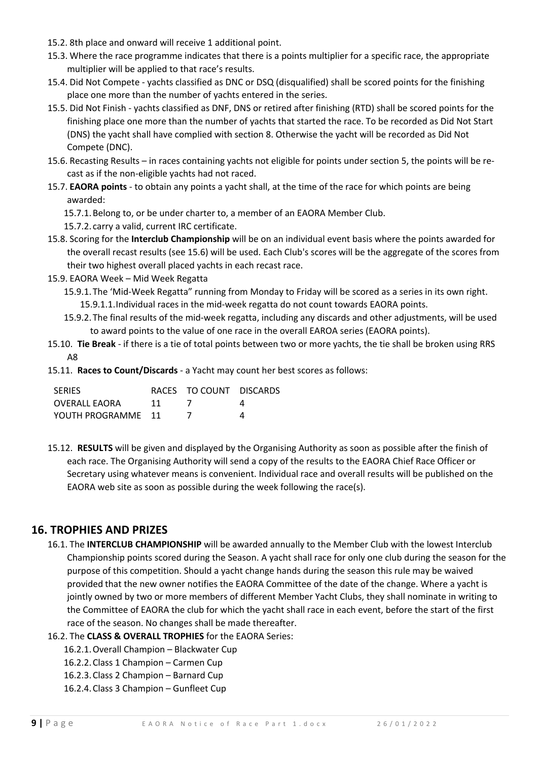15.2. 8th place and onward will receive 1 additional point.

15.3. Where the race programme indicates that there is a points multiplier for a specific race, the appropriate multiplier will be applied to that race's results.

15.4. Did Not Compete - yachts classified as DNC or DSQ (disqualified) shall be scored points for the finishing place one more than the number of yachts entered in the series.

15.5. Did Not Finish - yachts classified as DNF, DNS or retired after finishing (RTD) shall be scored points for the finishing place one more than the number of yachts that started the race. To be recorded as Did Not Start (DNS) the yacht shall have complied with section 8. Otherwise the yacht will be recorded as Did Not Compete (DNC).

15.6. Recasting Results – in races containing yachts not eligible for points under section 5, the points will be re-cast as if the non-eligible yachts had not raced.

15.7. **EAORA points** - to obtain any points a yacht shall, at the time of the race for which points are being awarded:

- 15.7.1. Belong to, or be under charter to, a member of an EAORA Member Club.
- 15.7.2. carry a valid, current IRC certificate.

15.8. Scoring for the **Interclub Championship** will be on an individual event basis where the points awarded for the overall recast results (see 15.6) will be used. Each Club's scores will be the aggregate of the scores from their two highest overall placed yachts in each recast race.

15.9. EAORA Week – Mid Week Regatta

- 15.9.1. The 'Mid-Week Regatta" running from Monday to Friday will be scored as a series in its own right.
  - 15.9.1.1. Individual races in the mid-week regatta do not count towards EAORA points.
- 15.9.2. The final results of the mid-week regatta, including any discards and other adjustments, will be used to award points to the value of one race in the overall EAROA series (EAORA points).

15.10. **Tie Break** - if there is a tie of total points between two or more yachts, the tie shall be broken using RRS A8

15.11. **Races to Count/Discards** - a Yacht may count her best scores as follows:

| SERIES | RACES | TO COUNT | DISCARDS |
|---|---|---|---|
| OVERALL EAORA | 11 | 7 | 4 |
| YOUTH PROGRAMME | 11 | 7 | 4 |

15.12. **RESULTS** will be given and displayed by the Organising Authority as soon as possible after the finish of each race. The Organising Authority will send a copy of the results to the EAORA Chief Race Officer or Secretary using whatever means is convenient. Individual race and overall results will be published on the EAORA web site as soon as possible during the week following the race(s).

## 16. TROPHIES AND PRIZES

16.1. The **INTERCLUB CHAMPIONSHIP** will be awarded annually to the Member Club with the lowest Interclub Championship points scored during the Season. A yacht shall race for only one club during the season for the purpose of this competition. Should a yacht change hands during the season this rule may be waived provided that the new owner notifies the EAORA Committee of the date of the change. Where a yacht is jointly owned by two or more members of different Member Yacht Clubs, they shall nominate in writing to the Committee of EAORA the club for which the yacht shall race in each event, before the start of the first race of the season. No changes shall be made thereafter.

16.2. The **CLASS & OVERALL TROPHIES** for the EAORA Series:

- 16.2.1. Overall Champion – Blackwater Cup
- 16.2.2. Class 1 Champion – Carmen Cup
- 16.2.3. Class 2 Champion – Barnard Cup
- 16.2.4. Class 3 Champion – Gunfleet Cup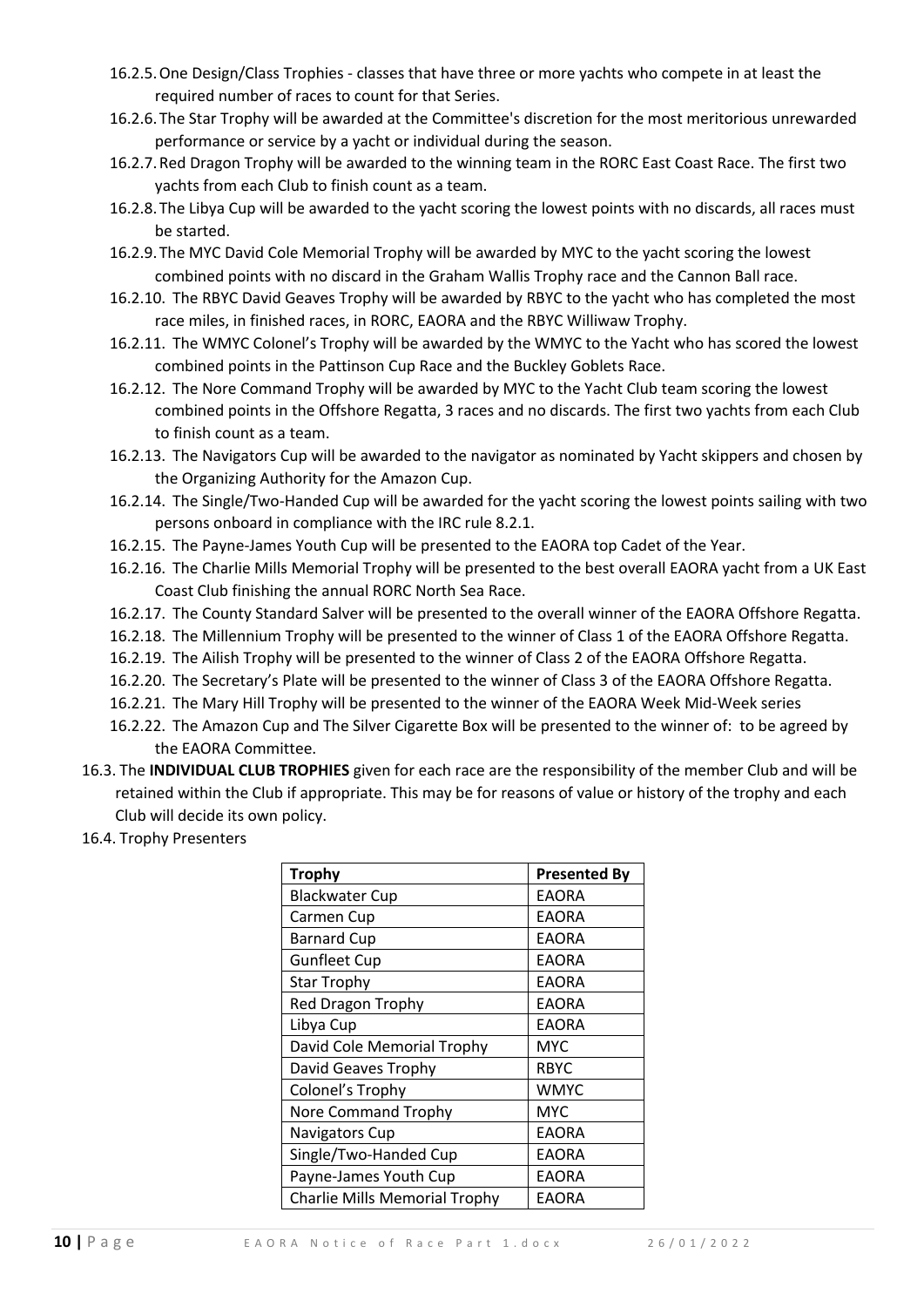16.2.5. One Design/Class Trophies - classes that have three or more yachts who compete in at least the required number of races to count for that Series.

16.2.6. The Star Trophy will be awarded at the Committee's discretion for the most meritorious unrewarded performance or service by a yacht or individual during the season.

16.2.7. Red Dragon Trophy will be awarded to the winning team in the RORC East Coast Race. The first two yachts from each Club to finish count as a team.

16.2.8. The Libya Cup will be awarded to the yacht scoring the lowest points with no discards, all races must be started.

16.2.9. The MYC David Cole Memorial Trophy will be awarded by MYC to the yacht scoring the lowest combined points with no discard in the Graham Wallis Trophy race and the Cannon Ball race.

16.2.10. The RBYC David Geaves Trophy will be awarded by RBYC to the yacht who has completed the most race miles, in finished races, in RORC, EAORA and the RBYC Williwaw Trophy.

16.2.11. The WMYC Colonel's Trophy will be awarded by the WMYC to the Yacht who has scored the lowest combined points in the Pattinson Cup Race and the Buckley Goblets Race.

16.2.12. The Nore Command Trophy will be awarded by MYC to the Yacht Club team scoring the lowest combined points in the Offshore Regatta, 3 races and no discards. The first two yachts from each Club to finish count as a team.

16.2.13. The Navigators Cup will be awarded to the navigator as nominated by Yacht skippers and chosen by the Organizing Authority for the Amazon Cup.

16.2.14. The Single/Two-Handed Cup will be awarded for the yacht scoring the lowest points sailing with two persons onboard in compliance with the IRC rule 8.2.1.

16.2.15. The Payne-James Youth Cup will be presented to the EAORA top Cadet of the Year.

16.2.16. The Charlie Mills Memorial Trophy will be presented to the best overall EAORA yacht from a UK East Coast Club finishing the annual RORC North Sea Race.

16.2.17. The County Standard Salver will be presented to the overall winner of the EAORA Offshore Regatta.

16.2.18. The Millennium Trophy will be presented to the winner of Class 1 of the EAORA Offshore Regatta.

16.2.19. The Ailish Trophy will be presented to the winner of Class 2 of the EAORA Offshore Regatta.

16.2.20. The Secretary's Plate will be presented to the winner of Class 3 of the EAORA Offshore Regatta.

16.2.21. The Mary Hill Trophy will be presented to the winner of the EAORA Week Mid-Week series

16.2.22. The Amazon Cup and The Silver Cigarette Box will be presented to the winner of: to be agreed by the EAORA Committee.

16.3. The **INDIVIDUAL CLUB TROPHIES** given for each race are the responsibility of the member Club and will be retained within the Club if appropriate. This may be for reasons of value or history of the trophy and each Club will decide its own policy.

16.4. Trophy Presenters

| Trophy | Presented By |
|---|---|
| Blackwater Cup | EAORA |
| Carmen Cup | EAORA |
| Barnard Cup | EAORA |
| Gunfleet Cup | EAORA |
| Star Trophy | EAORA |
| Red Dragon Trophy | EAORA |
| Libya Cup | EAORA |
| David Cole Memorial Trophy | MYC |
| David Geaves Trophy | RBYC |
| Colonel's Trophy | WMYC |
| Nore Command Trophy | MYC |
| Navigators Cup | EAORA |
| Single/Two-Handed Cup | EAORA |
| Payne-James Youth Cup | EAORA |
| Charlie Mills Memorial Trophy | EAORA |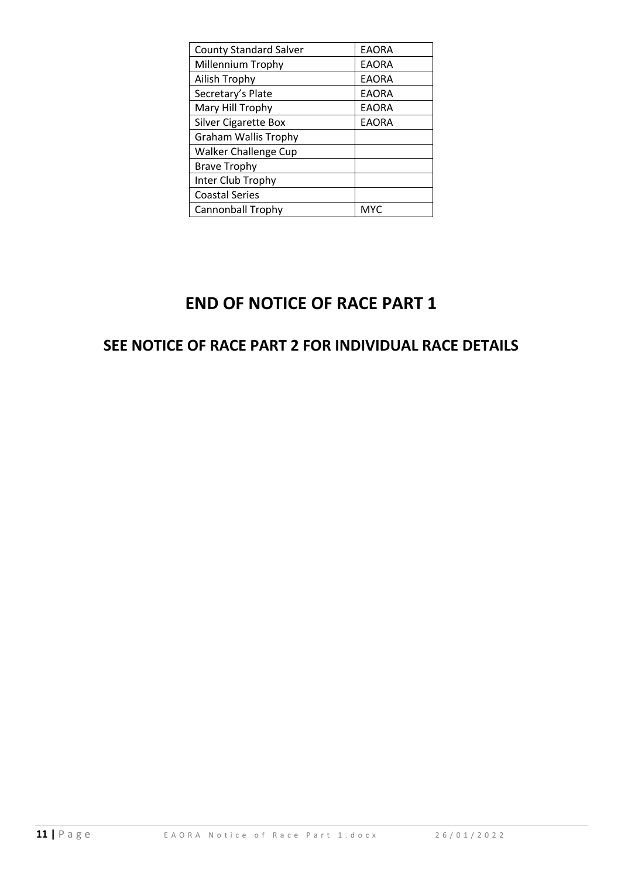| | |
|---|---|
| County Standard Salver | EAORA |
| Millennium Trophy | EAORA |
| Ailish Trophy | EAORA |
| Secretary's Plate | EAORA |
| Mary Hill Trophy | EAORA |
| Silver Cigarette Box | EAORA |
| Graham Wallis Trophy | |
| Walker Challenge Cup | |
| Brave Trophy | |
| Inter Club Trophy | |
| Coastal Series | |
| Cannonball Trophy | MYC |

# END OF NOTICE OF RACE PART 1

## SEE NOTICE OF RACE PART 2 FOR INDIVIDUAL RACE DETAILS